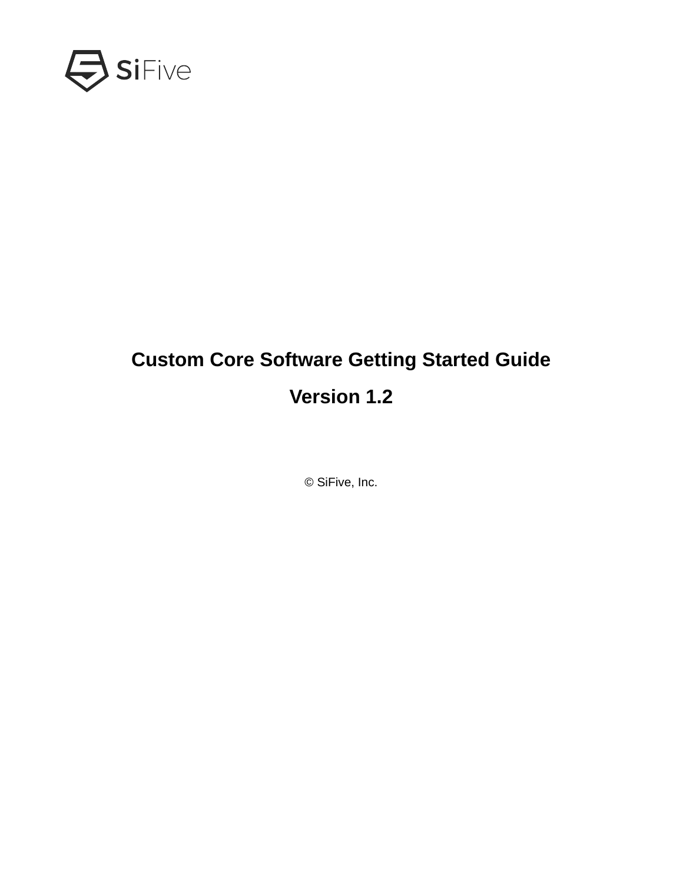# Custom Core Software Getting Started Guide

## Version 1.2

© SiFive, Inc.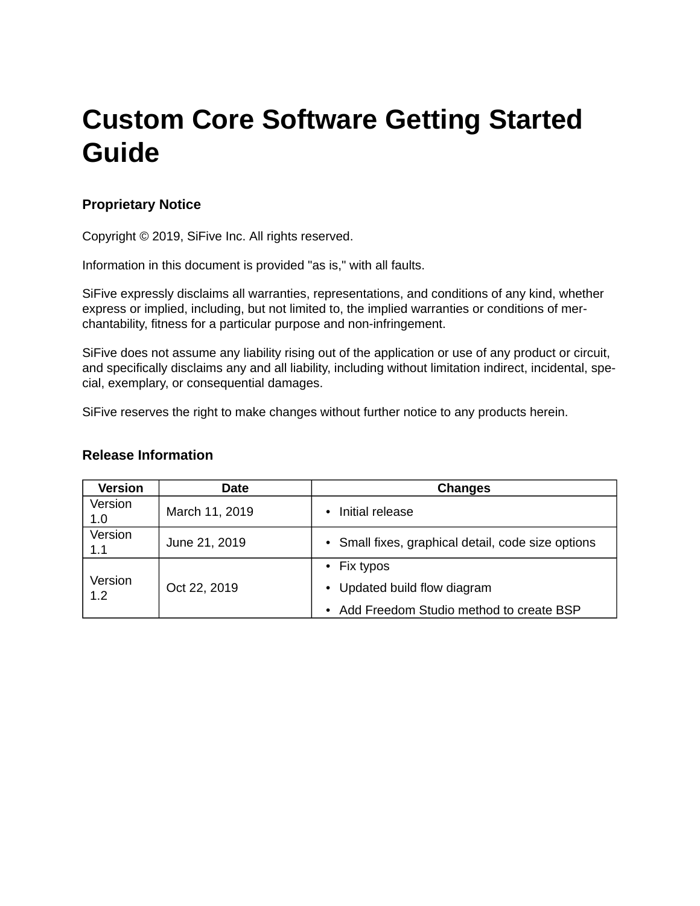# Custom Core Software Getting Started Guide

## Proprietary Notice

Copyright © 2019, SiFive Inc. All rights reserved.

Information in this document is provided "as is," with all faults.

SiFive expressly disclaims all warranties, representations, and conditions of any kind, whether express or implied, including, but not limited to, the implied warranties or conditions of merchantability, fitness for a particular purpose and non-infringement.

SiFive does not assume any liability rising out of the application or use of any product or circuit, and specifically disclaims any and all liability, including without limitation indirect, incidental, special, exemplary, or consequential damages.

SiFive reserves the right to make changes without further notice to any products herein.

## Release Information

| Version | Date | Changes |
| --- | --- | --- |
| Version 1.0 | March 11, 2019 | • Initial release |
| Version 1.1 | June 21, 2019 | • Small fixes, graphical detail, code size options |
| Version 1.2 | Oct 22, 2019 | • Fix typos<br>• Updated build flow diagram<br>• Add Freedom Studio method to create BSP |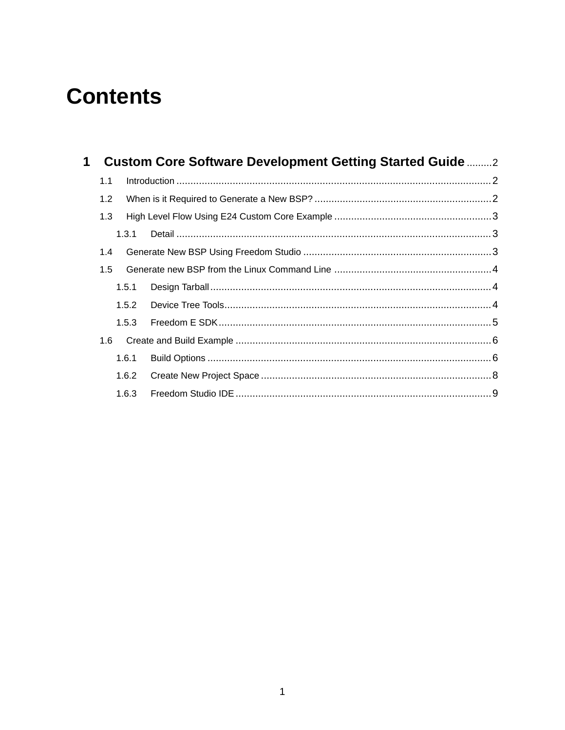# Contents

1 Custom Core Software Development Getting Started Guide .........2

- 1.1 Introduction ..........2
- 1.2 When is it Required to Generate a New BSP? ..........2
- 1.3 High Level Flow Using E24 Custom Core Example ..........3
  - 1.3.1 Detail ..........3
- 1.4 Generate New BSP Using Freedom Studio ..........3
- 1.5 Generate new BSP from the Linux Command Line ..........4
  - 1.5.1 Design Tarball ..........4
  - 1.5.2 Device Tree Tools ..........4
  - 1.5.3 Freedom E SDK ..........5
- 1.6 Create and Build Example ..........6
  - 1.6.1 Build Options ..........6
  - 1.6.2 Create New Project Space ..........8
  - 1.6.3 Freedom Studio IDE ..........9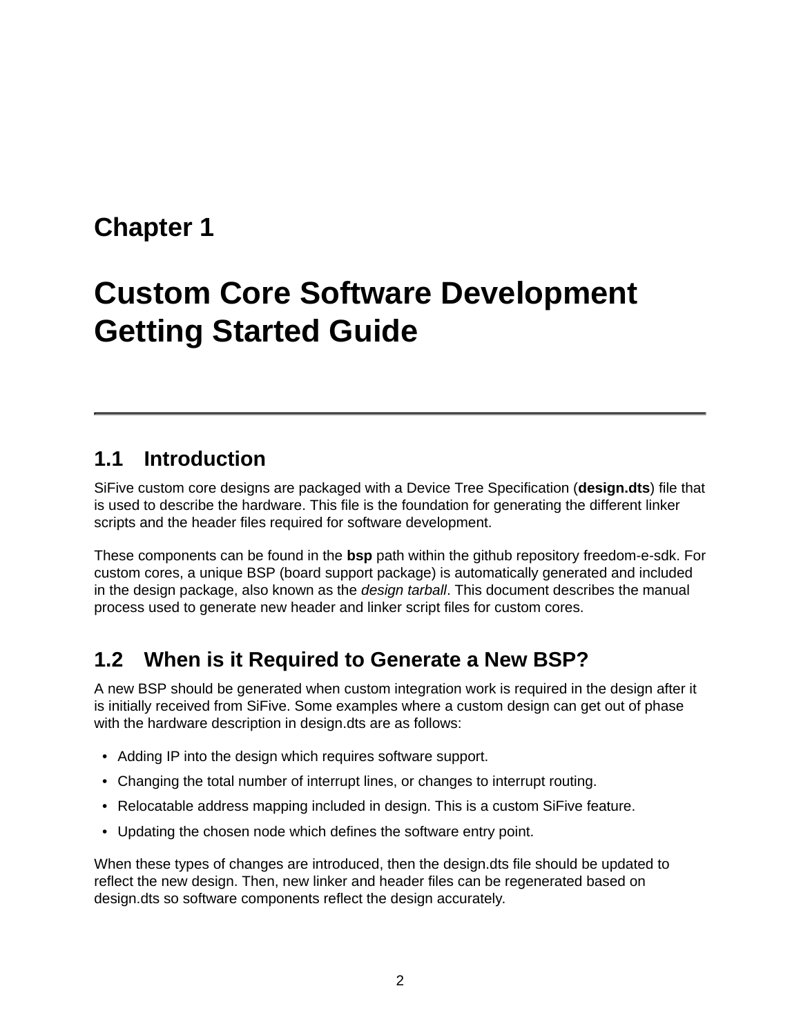# Chapter 1

# Custom Core Software Development Getting Started Guide

## 1.1 Introduction

SiFive custom core designs are packaged with a Device Tree Specification (**design.dts**) file that is used to describe the hardware. This file is the foundation for generating the different linker scripts and the header files required for software development.

These components can be found in the **bsp** path within the github repository freedom-e-sdk. For custom cores, a unique BSP (board support package) is automatically generated and included in the design package, also known as the *design tarball*. This document describes the manual process used to generate new header and linker script files for custom cores.

## 1.2 When is it Required to Generate a New BSP?

A new BSP should be generated when custom integration work is required in the design after it is initially received from SiFive. Some examples where a custom design can get out of phase with the hardware description in design.dts are as follows:

- Adding IP into the design which requires software support.
- Changing the total number of interrupt lines, or changes to interrupt routing.
- Relocatable address mapping included in design. This is a custom SiFive feature.
- Updating the chosen node which defines the software entry point.

When these types of changes are introduced, then the design.dts file should be updated to reflect the new design. Then, new linker and header files can be regenerated based on design.dts so software components reflect the design accurately.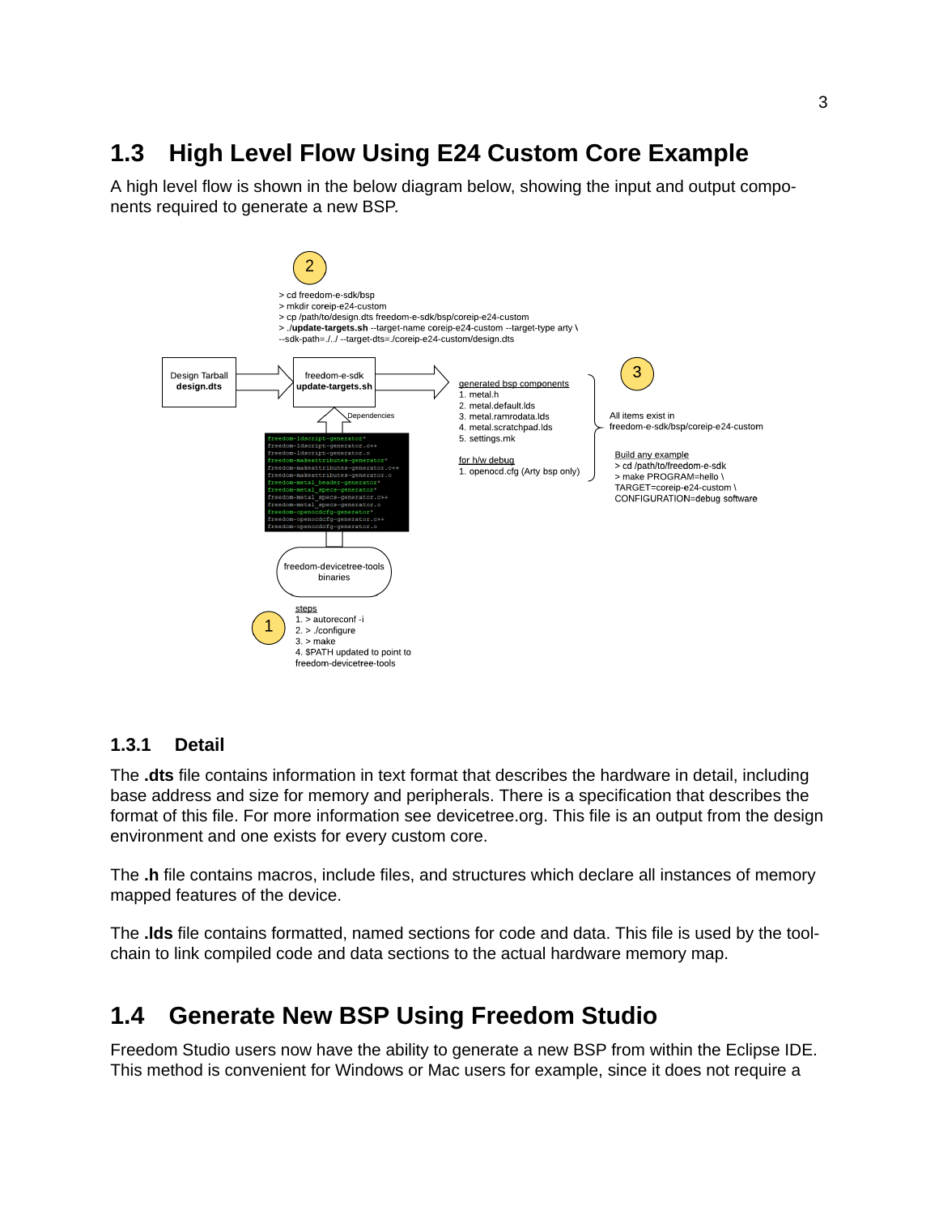## 1.3 High Level Flow Using E24 Custom Core Example

A high level flow is shown in the below diagram below, showing the input and output components required to generate a new BSP.

2

```
> cd freedom-e-sdk/bsp
> mkdir coreip-e24-custom
> cp /path/to/design.dts freedom-e-sdk/bsp/coreip-e24-custom
> ./update-targets.sh --target-name coreip-e24-custom --target-type arty \
--sdk-path=./../ --target-dts=./coreip-e24-custom/design.dts
```

Design Tarball **design.dts** → freedom-e-sdk **update-targets.sh** →

generated bsp components
1. metal.h
2. metal.default.lds
3. metal.ramrodata.lds
4. metal.scratchpad.lds
5. settings.mk

for h/w debug
1. openocd.cfg (Arty bsp only)

3

All items exist in freedom-e-sdk/bsp/coreip-e24-custom

Build any example

```
> cd /path/to/freedom-e-sdk
> make PROGRAM=hello \
TARGET=coreip-e24-custom \
CONFIGURATION=debug software
```

Dependencies

```
freedom-ldscript-generator*
freedom-ldscript-generator.c++
freedom-ldscript-generator.o
freedom-makeattributes-generator*
freedom-makeattributes-generator.c++
freedom-makeattributes-generator.o
freedom-metal_header-generator*
freedom-metal_specs-generator*
freedom-metal_specs-generator.c++
freedom-metal_specs-generator.o
freedom-openocdcfg-generator*
freedom-openocdcfg-generator.c++
freedom-openocdcfg-generator.o
```

freedom-devicetree-tools binaries

1

steps
1. > autoreconf -i
2. > ./configure
3. > make
4. $PATH updated to point to freedom-devicetree-tools

### 1.3.1 Detail

The **.dts** file contains information in text format that describes the hardware in detail, including base address and size for memory and peripherals. There is a specification that describes the format of this file. For more information see devicetree.org. This file is an output from the design environment and one exists for every custom core.

The **.h** file contains macros, include files, and structures which declare all instances of memory mapped features of the device.

The **.lds** file contains formatted, named sections for code and data. This file is used by the toolchain to link compiled code and data sections to the actual hardware memory map.

## 1.4 Generate New BSP Using Freedom Studio

Freedom Studio users now have the ability to generate a new BSP from within the Eclipse IDE. This method is convenient for Windows or Mac users for example, since it does not require a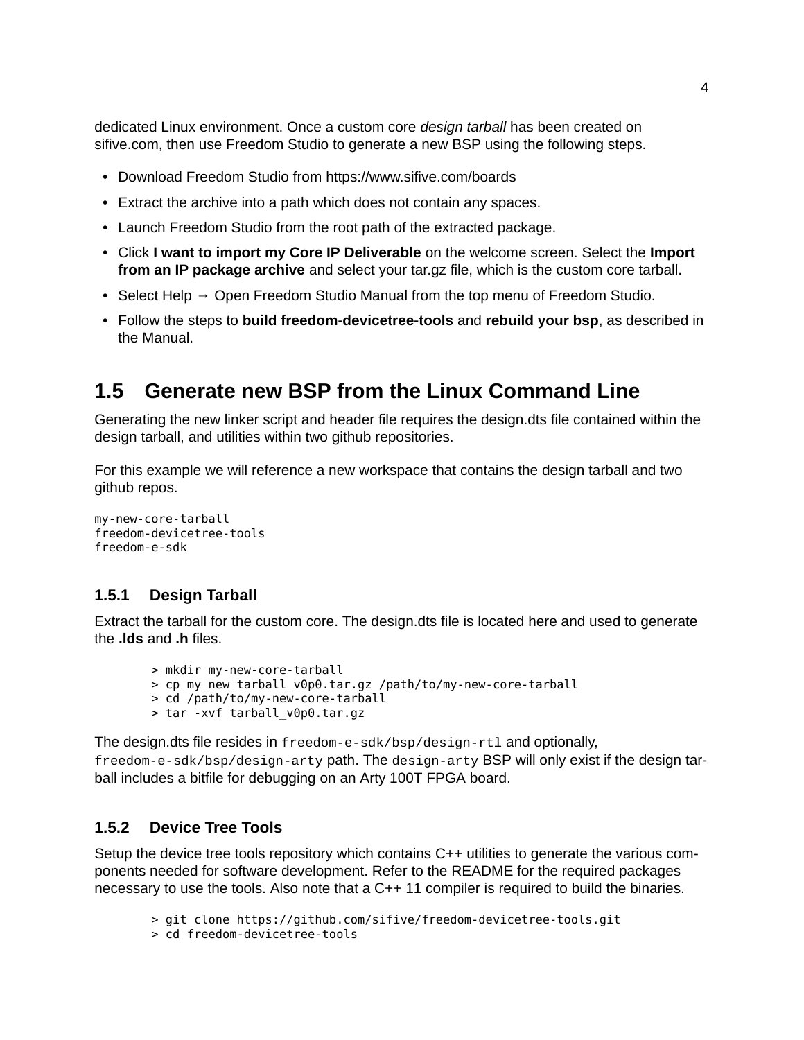dedicated Linux environment. Once a custom core *design tarball* has been created on sifive.com, then use Freedom Studio to generate a new BSP using the following steps.

- Download Freedom Studio from https://www.sifive.com/boards
- Extract the archive into a path which does not contain any spaces.
- Launch Freedom Studio from the root path of the extracted package.
- Click **I want to import my Core IP Deliverable** on the welcome screen. Select the **Import from an IP package archive** and select your tar.gz file, which is the custom core tarball.
- Select Help → Open Freedom Studio Manual from the top menu of Freedom Studio.
- Follow the steps to **build freedom-devicetree-tools** and **rebuild your bsp**, as described in the Manual.

## 1.5 Generate new BSP from the Linux Command Line

Generating the new linker script and header file requires the design.dts file contained within the design tarball, and utilities within two github repositories.

For this example we will reference a new workspace that contains the design tarball and two github repos.

```
my-new-core-tarball
freedom-devicetree-tools
freedom-e-sdk
```

### 1.5.1 Design Tarball

Extract the tarball for the custom core. The design.dts file is located here and used to generate the **.lds** and **.h** files.

```
> mkdir my-new-core-tarball
> cp my_new_tarball_v0p0.tar.gz /path/to/my-new-core-tarball
> cd /path/to/my-new-core-tarball
> tar -xvf tarball_v0p0.tar.gz
```

The design.dts file resides in `freedom-e-sdk/bsp/design-rtl` and optionally, `freedom-e-sdk/bsp/design-arty` path. The `design-arty` BSP will only exist if the design tarball includes a bitfile for debugging on an Arty 100T FPGA board.

### 1.5.2 Device Tree Tools

Setup the device tree tools repository which contains C++ utilities to generate the various components needed for software development. Refer to the README for the required packages necessary to use the tools. Also note that a C++ 11 compiler is required to build the binaries.

```
> git clone https://github.com/sifive/freedom-devicetree-tools.git
> cd freedom-devicetree-tools
```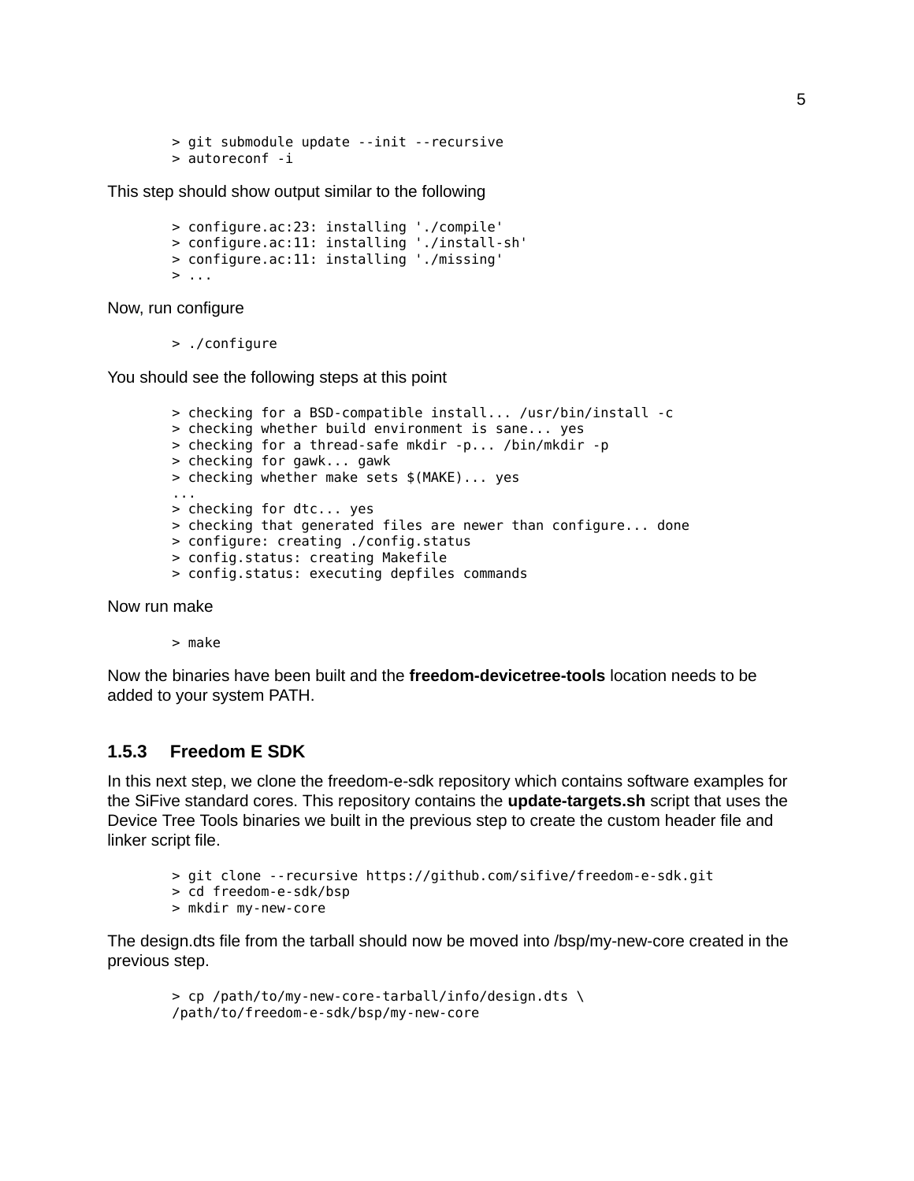```
> git submodule update --init --recursive
> autoreconf -i
```

This step should show output similar to the following

```
> configure.ac:23: installing './compile'
> configure.ac:11: installing './install-sh'
> configure.ac:11: installing './missing'
> ...
```

Now, run configure

```
> ./configure
```

You should see the following steps at this point

```
> checking for a BSD-compatible install... /usr/bin/install -c
> checking whether build environment is sane... yes
> checking for a thread-safe mkdir -p... /bin/mkdir -p
> checking for gawk... gawk
> checking whether make sets $(MAKE)... yes
...
> checking for dtc... yes
> checking that generated files are newer than configure... done
> configure: creating ./config.status
> config.status: creating Makefile
> config.status: executing depfiles commands
```

Now run make

```
> make
```

Now the binaries have been built and the **freedom-devicetree-tools** location needs to be added to your system PATH.

### 1.5.3 Freedom E SDK

In this next step, we clone the freedom-e-sdk repository which contains software examples for the SiFive standard cores. This repository contains the **update-targets.sh** script that uses the Device Tree Tools binaries we built in the previous step to create the custom header file and linker script file.

```
> git clone --recursive https://github.com/sifive/freedom-e-sdk.git
> cd freedom-e-sdk/bsp
> mkdir my-new-core
```

The design.dts file from the tarball should now be moved into /bsp/my-new-core created in the previous step.

```
> cp /path/to/my-new-core-tarball/info/design.dts \
/path/to/freedom-e-sdk/bsp/my-new-core
```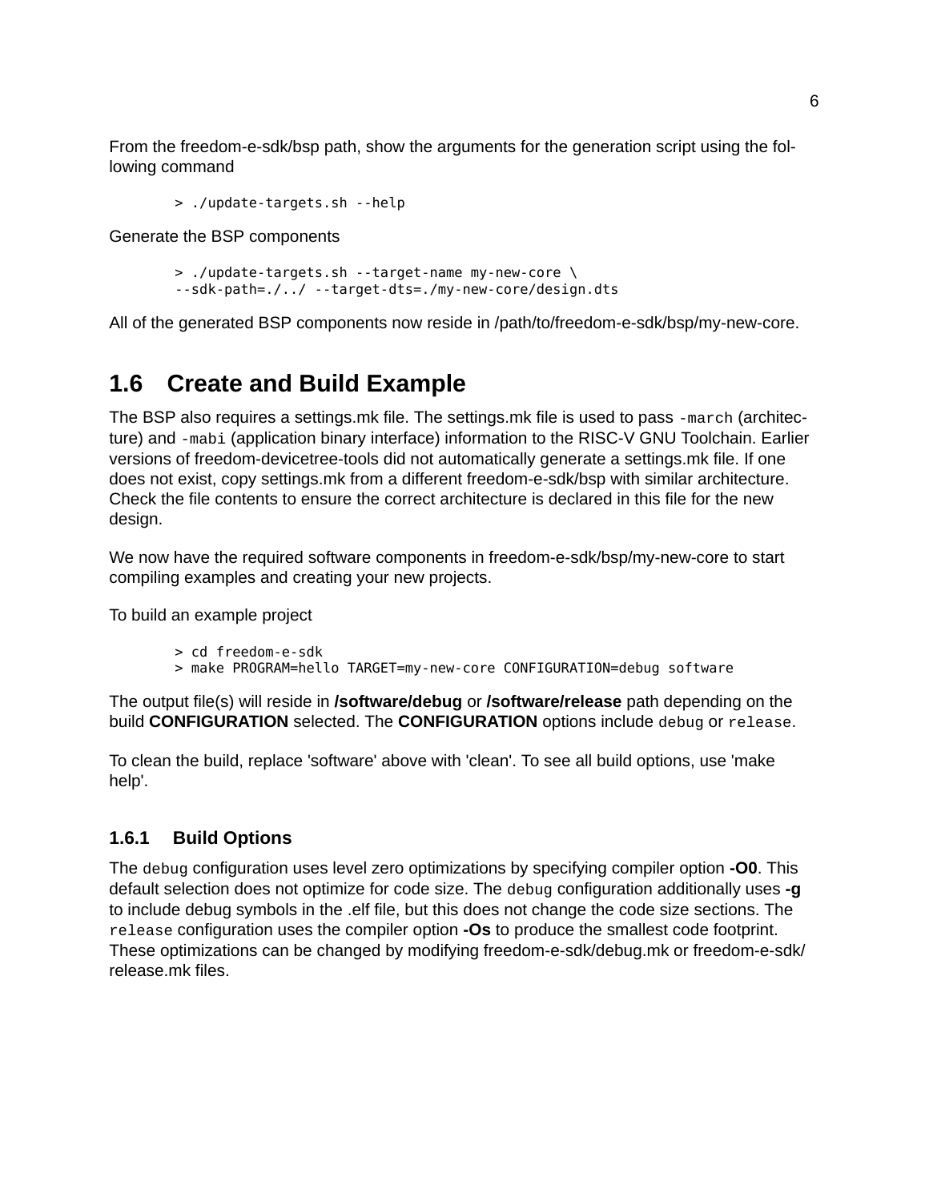From the freedom-e-sdk/bsp path, show the arguments for the generation script using the following command

```
> ./update-targets.sh --help
```

Generate the BSP components

```
> ./update-targets.sh --target-name my-new-core \
--sdk-path=./../ --target-dts=./my-new-core/design.dts
```

All of the generated BSP components now reside in /path/to/freedom-e-sdk/bsp/my-new-core.

## 1.6 Create and Build Example

The BSP also requires a settings.mk file. The settings.mk file is used to pass `-march` (architecture) and `-mabi` (application binary interface) information to the RISC-V GNU Toolchain. Earlier versions of freedom-devicetree-tools did not automatically generate a settings.mk file. If one does not exist, copy settings.mk from a different freedom-e-sdk/bsp with similar architecture. Check the file contents to ensure the correct architecture is declared in this file for the new design.

We now have the required software components in freedom-e-sdk/bsp/my-new-core to start compiling examples and creating your new projects.

To build an example project

```
> cd freedom-e-sdk
> make PROGRAM=hello TARGET=my-new-core CONFIGURATION=debug software
```

The output file(s) will reside in **/software/debug** or **/software/release** path depending on the build **CONFIGURATION** selected. The **CONFIGURATION** options include `debug` or `release`.

To clean the build, replace 'software' above with 'clean'. To see all build options, use 'make help'.

### 1.6.1 Build Options

The `debug` configuration uses level zero optimizations by specifying compiler option **-O0**. This default selection does not optimize for code size. The `debug` configuration additionally uses **-g** to include debug symbols in the .elf file, but this does not change the code size sections. The `release` configuration uses the compiler option **-Os** to produce the smallest code footprint. These optimizations can be changed by modifying freedom-e-sdk/debug.mk or freedom-e-sdk/release.mk files.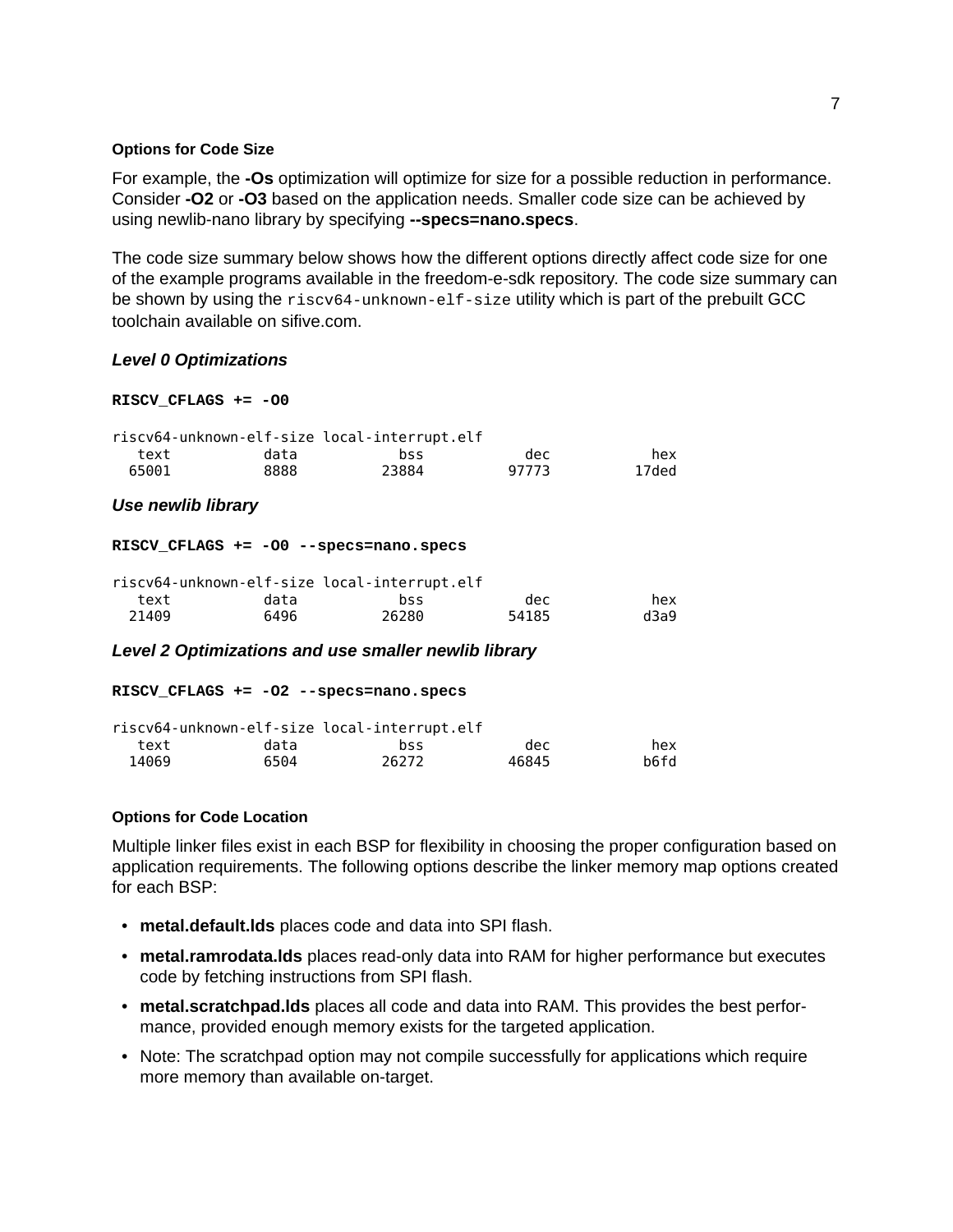#### Options for Code Size

For example, the **-Os** optimization will optimize for size for a possible reduction in performance. Consider **-O2** or **-O3** based on the application needs. Smaller code size can be achieved by using newlib-nano library by specifying **--specs=nano.specs**.

The code size summary below shows how the different options directly affect code size for one of the example programs available in the freedom-e-sdk repository. The code size summary can be shown by using the `riscv64-unknown-elf-size` utility which is part of the prebuilt GCC toolchain available on sifive.com.

***Level 0 Optimizations***

**RISCV_CFLAGS += -O0**

```
riscv64-unknown-elf-size local-interrupt.elf
   text          data           bss           dec           hex
  65001          8888         23884         97773         17ded
```

***Use newlib library***

**RISCV_CFLAGS += -O0 --specs=nano.specs**

```
riscv64-unknown-elf-size local-interrupt.elf
   text          data           bss           dec           hex
  21409          6496         26280         54185          d3a9
```

***Level 2 Optimizations and use smaller newlib library***

**RISCV_CFLAGS += -O2 --specs=nano.specs**

```
riscv64-unknown-elf-size local-interrupt.elf
   text          data           bss           dec           hex
  14069          6504         26272         46845          b6fd
```

#### Options for Code Location

Multiple linker files exist in each BSP for flexibility in choosing the proper configuration based on application requirements. The following options describe the linker memory map options created for each BSP:

- **metal.default.lds** places code and data into SPI flash.
- **metal.ramrodata.lds** places read-only data into RAM for higher performance but executes code by fetching instructions from SPI flash.
- **metal.scratchpad.lds** places all code and data into RAM. This provides the best performance, provided enough memory exists for the targeted application.
- Note: The scratchpad option may not compile successfully for applications which require more memory than available on-target.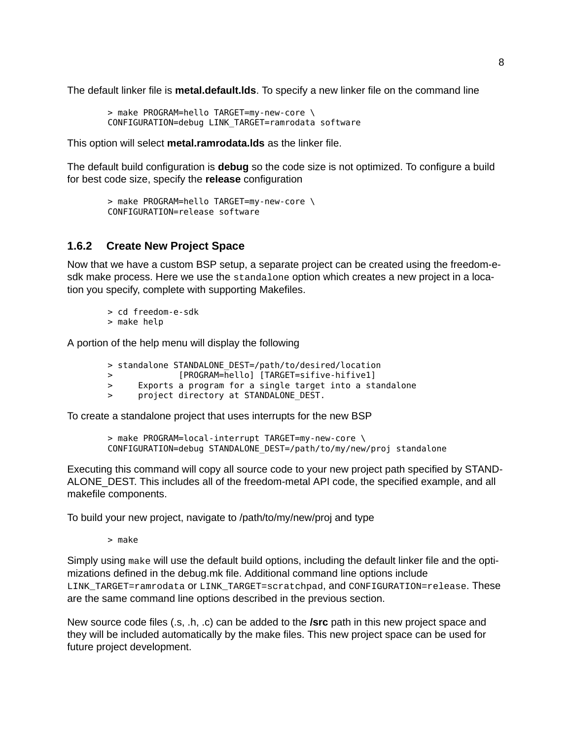The default linker file is **metal.default.lds**. To specify a new linker file on the command line

```
> make PROGRAM=hello TARGET=my-new-core \
CONFIGURATION=debug LINK_TARGET=ramrodata software
```

This option will select **metal.ramrodata.lds** as the linker file.

The default build configuration is **debug** so the code size is not optimized. To configure a build for best code size, specify the **release** configuration

```
> make PROGRAM=hello TARGET=my-new-core \
CONFIGURATION=release software
```

### 1.6.2 Create New Project Space

Now that we have a custom BSP setup, a separate project can be created using the freedom-e-sdk make process. Here we use the `standalone` option which creates a new project in a location you specify, complete with supporting Makefiles.

```
> cd freedom-e-sdk
> make help
```

A portion of the help menu will display the following

```
> standalone STANDALONE_DEST=/path/to/desired/location
>            [PROGRAM=hello] [TARGET=sifive-hifive1]
>     Exports a program for a single target into a standalone
>     project directory at STANDALONE_DEST.
```

To create a standalone project that uses interrupts for the new BSP

```
> make PROGRAM=local-interrupt TARGET=my-new-core \
CONFIGURATION=debug STANDALONE_DEST=/path/to/my/new/proj standalone
```

Executing this command will copy all source code to your new project path specified by STANDALONE_DEST. This includes all of the freedom-metal API code, the specified example, and all makefile components.

To build your new project, navigate to /path/to/my/new/proj and type

```
> make
```

Simply using `make` will use the default build options, including the default linker file and the optimizations defined in the debug.mk file. Additional command line options include `LINK_TARGET=ramrodata` or `LINK_TARGET=scratchpad`, and `CONFIGURATION=release`. These are the same command line options described in the previous section.

New source code files (.s, .h, .c) can be added to the **/src** path in this new project space and they will be included automatically by the make files. This new project space can be used for future project development.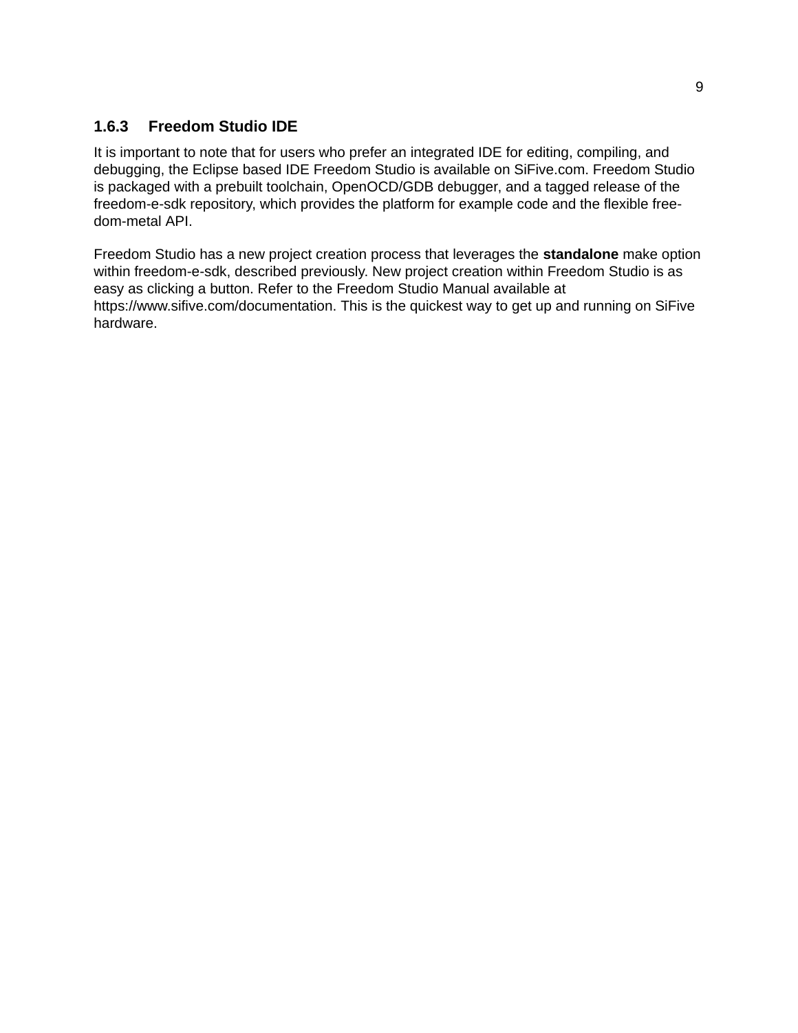### 1.6.3 Freedom Studio IDE

It is important to note that for users who prefer an integrated IDE for editing, compiling, and debugging, the Eclipse based IDE Freedom Studio is available on SiFive.com. Freedom Studio is packaged with a prebuilt toolchain, OpenOCD/GDB debugger, and a tagged release of the freedom-e-sdk repository, which provides the platform for example code and the flexible freedom-metal API.

Freedom Studio has a new project creation process that leverages the **standalone** make option within freedom-e-sdk, described previously. New project creation within Freedom Studio is as easy as clicking a button. Refer to the Freedom Studio Manual available at https://www.sifive.com/documentation. This is the quickest way to get up and running on SiFive hardware.